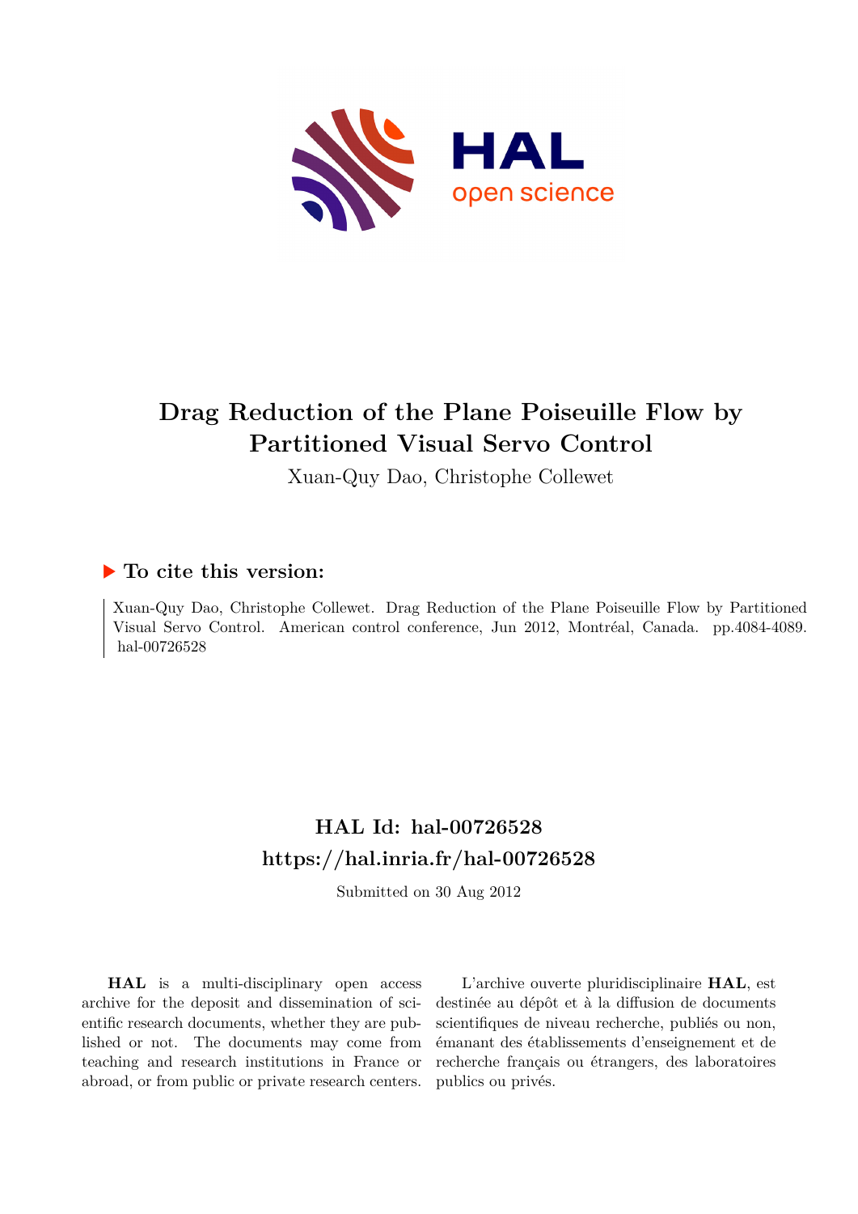# Drag Reduction of the Plane Poiseuille Flow by Partitioned Visual Servo Control

Xuan-Quy Dao, Christophe Collewet

## To cite this version:

Xuan-Quy Dao, Christophe Collewet. Drag Reduction of the Plane Poiseuille Flow by Partitioned Visual Servo Control. American control conference, Jun 2012, Montréal, Canada. pp.4084-4089. hal-00726528

## HAL Id: hal-00726528

## https://hal.inria.fr/hal-00726528

Submitted on 30 Aug 2012

**HAL** is a multi-disciplinary open access archive for the deposit and dissemination of scientific research documents, whether they are published or not. The documents may come from teaching and research institutions in France or abroad, or from public or private research centers.

L'archive ouverte pluridisciplinaire **HAL**, est destinée au dépôt et à la diffusion de documents scientifiques de niveau recherche, publiés ou non, émanant des établissements d'enseignement et de recherche français ou étrangers, des laboratoires publics ou privés.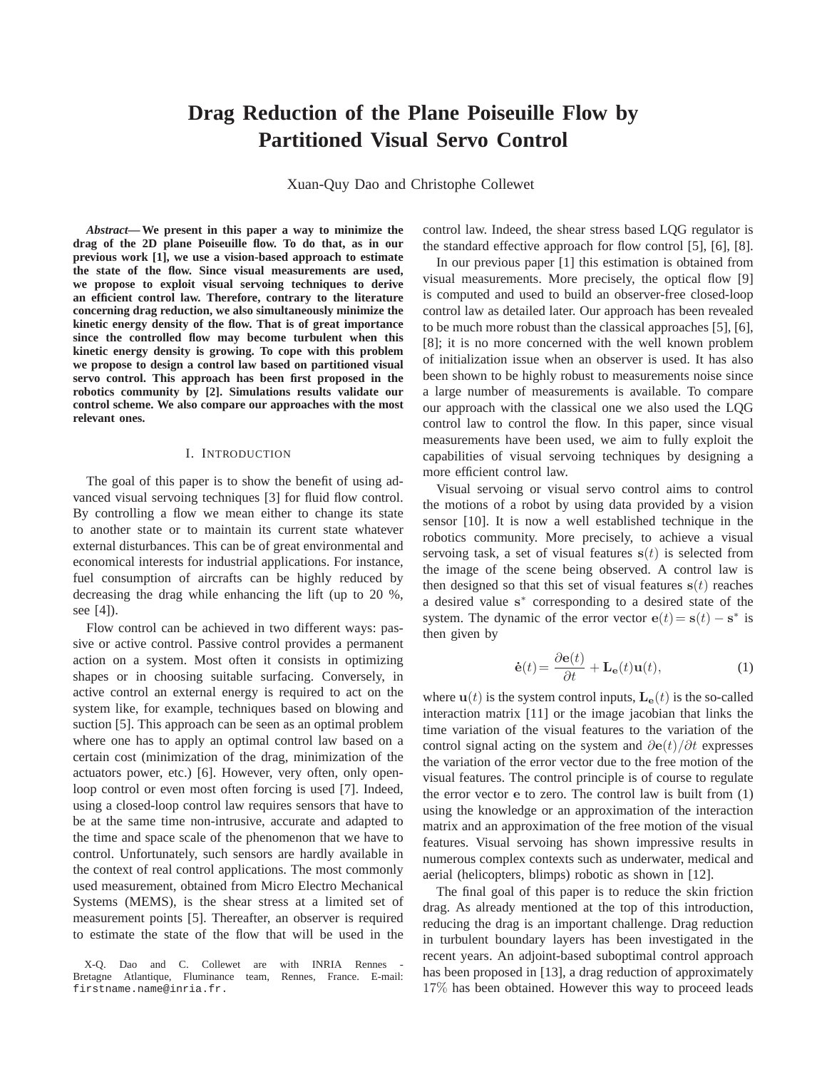# Drag Reduction of the Plane Poiseuille Flow by Partitioned Visual Servo Control

Xuan-Quy Dao and Christophe Collewet

***Abstract*— We present in this paper a way to minimize the drag of the 2D plane Poiseuille flow. To do that, as in our previous work [1], we use a vision-based approach to estimate the state of the flow. Since visual measurements are used, we propose to exploit visual servoing techniques to derive an efficient control law. Therefore, contrary to the literature concerning drag reduction, we also simultaneously minimize the kinetic energy density of the flow. That is of great importance since the controlled flow may become turbulent when this kinetic energy density is growing. To cope with this problem we propose to design a control law based on partitioned visual servo control. This approach has been first proposed in the robotics community by [2]. Simulations results validate our control scheme. We also compare our approaches with the most relevant ones.**

## I. Introduction

The goal of this paper is to show the benefit of using advanced visual servoing techniques [3] for fluid flow control. By controlling a flow we mean either to change its state to another state or to maintain its current state whatever external disturbances. This can be of great environmental and economical interests for industrial applications. For instance, fuel consumption of aircrafts can be highly reduced by decreasing the drag while enhancing the lift (up to 20 %, see [4]).

Flow control can be achieved in two different ways: passive or active control. Passive control provides a permanent action on a system. Most often it consists in optimizing shapes or in choosing suitable surfacing. Conversely, in active control an external energy is required to act on the system like, for example, techniques based on blowing and suction [5]. This approach can be seen as an optimal problem where one has to apply an optimal control law based on a certain cost (minimization of the drag, minimization of the actuators power, etc.) [6]. However, very often, only open-loop control or even most often forcing is used [7]. Indeed, using a closed-loop control law requires sensors that have to be at the same time non-intrusive, accurate and adapted to the time and space scale of the phenomenon that we have to control. Unfortunately, such sensors are hardly available in the context of real control applications. The most commonly used measurement, obtained from Micro Electro Mechanical Systems (MEMS), is the shear stress at a limited set of measurement points [5]. Thereafter, an observer is required to estimate the state of the flow that will be used in the control law. Indeed, the shear stress based LQG regulator is the standard effective approach for flow control [5], [6], [8].

In our previous paper [1] this estimation is obtained from visual measurements. More precisely, the optical flow [9] is computed and used to build an observer-free closed-loop control law as detailed later. Our approach has been revealed to be much more robust than the classical approaches [5], [6], [8]; it is no more concerned with the well known problem of initialization issue when an observer is used. It has also been shown to be highly robust to measurements noise since a large number of measurements is available. To compare our approach with the classical one we also used the LQG control law to control the flow. In this paper, since visual measurements have been used, we aim to fully exploit the capabilities of visual servoing techniques by designing a more efficient control law.

Visual servoing or visual servo control aims to control the motions of a robot by using data provided by a vision sensor [10]. It is now a well established technique in the robotics community. More precisely, to achieve a visual servoing task, a set of visual features $\mathbf{s}(t)$ is selected from the image of the scene being observed. A control law is then designed so that this set of visual features $\mathbf{s}(t)$ reaches a desired value $\mathbf{s}^*$ corresponding to a desired state of the system. The dynamic of the error vector $\mathbf{e}(t) = \mathbf{s}(t) - \mathbf{s}^*$ is then given by

$$\dot{\mathbf{e}}(t) = \frac{\partial \mathbf{e}(t)}{\partial t} + \mathbf{L_e}(t)\mathbf{u}(t), \tag{1}$$

where $\mathbf{u}(t)$ is the system control inputs, $\mathbf{L_e}(t)$ is the so-called interaction matrix [11] or the image jacobian that links the time variation of the visual features to the variation of the control signal acting on the system and $\partial \mathbf{e}(t)/\partial t$ expresses the variation of the error vector due to the free motion of the visual features. The control principle is of course to regulate the error vector $\mathbf{e}$ to zero. The control law is built from (1) using the knowledge or an approximation of the interaction matrix and an approximation of the free motion of the visual features. Visual servoing has shown impressive results in numerous complex contexts such as underwater, medical and aerial (helicopters, blimps) robotic as shown in [12].

The final goal of this paper is to reduce the skin friction drag. As already mentioned at the top of this introduction, reducing the drag is an important challenge. Drag reduction in turbulent boundary layers has been investigated in the recent years. An adjoint-based suboptimal control approach has been proposed in [13], a drag reduction of approximately 17% has been obtained. However this way to proceed leads

X-Q. Dao and C. Collewet are with INRIA Rennes - Bretagne Atlantique, Fluminance team, Rennes, France. E-mail: firstname.name@inria.fr.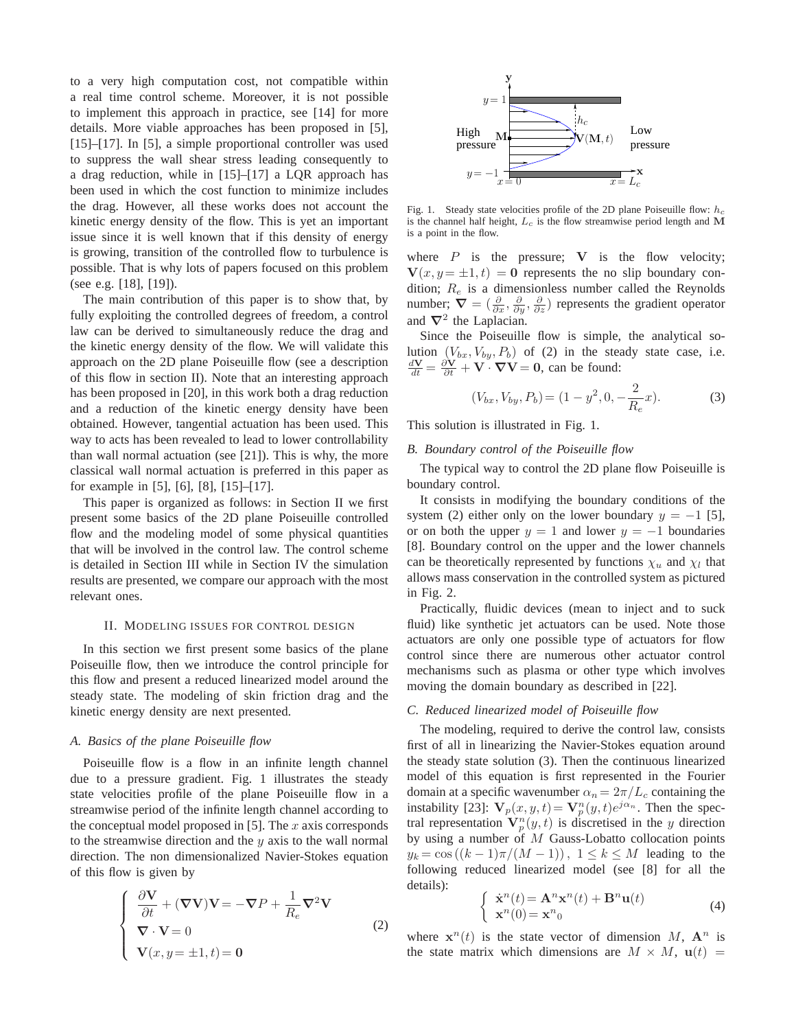to a very high computation cost, not compatible within a real time control scheme. Moreover, it is not possible to implement this approach in practice, see [14] for more details. More viable approaches has been proposed in [5], [15]–[17]. In [5], a simple proportional controller was used to suppress the wall shear stress leading consequently to a drag reduction, while in [15]–[17] a LQR approach has been used in which the cost function to minimize includes the drag. However, all these works does not account the kinetic energy density of the flow. This is yet an important issue since it is well known that if this density of energy is growing, transition of the controlled flow to turbulence is possible. That is why lots of papers focused on this problem (see e.g. [18], [19]).

The main contribution of this paper is to show that, by fully exploiting the controlled degrees of freedom, a control law can be derived to simultaneously reduce the drag and the kinetic energy density of the flow. We will validate this approach on the 2D plane Poiseuille flow (see a description of this flow in section II). Note that an interesting approach has been proposed in [20], in this work both a drag reduction and a reduction of the kinetic energy density have been obtained. However, tangential actuation has been used. This way to acts has been revealed to lead to lower controllability than wall normal actuation (see [21]). This is why, the more classical wall normal actuation is preferred in this paper as for example in [5], [6], [8], [15]–[17].

This paper is organized as follows: in Section II we first present some basics of the 2D plane Poiseuille controlled flow and the modeling model of some physical quantities that will be involved in the control law. The control scheme is detailed in Section III while in Section IV the simulation results are presented, we compare our approach with the most relevant ones.

## II. Modeling issues for control design

In this section we first present some basics of the plane Poiseuille flow, then we introduce the control principle for this flow and present a reduced linearized model around the steady state. The modeling of skin friction drag and the kinetic energy density are next presented.

### A. Basics of the plane Poiseuille flow

Poiseuille flow is a flow in an infinite length channel due to a pressure gradient. Fig. 1 illustrates the steady state velocities profile of the plane Poiseuille flow in a streamwise period of the infinite length channel according to the conceptual model proposed in [5]. The $x$ axis corresponds to the streamwise direction and the $y$ axis to the wall normal direction. The non dimensionalized Navier-Stokes equation of this flow is given by

$$\left\{ \begin{array}{l} \dfrac{\partial \mathbf{V}}{\partial t} + (\boldsymbol{\nabla}\mathbf{V})\mathbf{V} = -\boldsymbol{\nabla}P + \dfrac{1}{R_e}\boldsymbol{\nabla}^2\mathbf{V} \\ \boldsymbol{\nabla}\cdot\mathbf{V} = 0 \\ \mathbf{V}(x, y=\pm 1, t) = \mathbf{0} \end{array} \right. \quad (2)$$

Fig. 1. Steady state velocities profile of the 2D plane Poiseuille flow: $h_c$ is the channel half height, $L_c$ is the flow streamwise period length and $\mathbf{M}$ is a point in the flow.

where $P$ is the pressure; $\mathbf{V}$ is the flow velocity; $\mathbf{V}(x, y=\pm 1, t) = \mathbf{0}$ represents the no slip boundary condition; $R_e$ is a dimensionless number called the Reynolds number; $\boldsymbol{\nabla} = (\frac{\partial}{\partial x}, \frac{\partial}{\partial y}, \frac{\partial}{\partial z})$ represents the gradient operator and $\boldsymbol{\nabla}^2$ the Laplacian.

Since the Poiseuille flow is simple, the analytical solution $(V_{bx}, V_{by}, P_b)$ of (2) in the steady state case, i.e. $\frac{d\mathbf{V}}{dt} = \frac{\partial \mathbf{V}}{\partial t} + \mathbf{V}\cdot\boldsymbol{\nabla}\mathbf{V} = \mathbf{0}$, can be found:

$$(V_{bx}, V_{by}, P_b) = (1 - y^2, 0, -\frac{2}{R_e}x). \quad (3)$$

This solution is illustrated in Fig. 1.

### B. Boundary control of the Poiseuille flow

The typical way to control the 2D plane flow Poiseuille is boundary control.

It consists in modifying the boundary conditions of the system (2) either only on the lower boundary $y = -1$ [5], or on both the upper $y = 1$ and lower $y = -1$ boundaries [8]. Boundary control on the upper and the lower channels can be theoretically represented by functions $\chi_u$ and $\chi_l$ that allows mass conservation in the controlled system as pictured in Fig. 2.

Practically, fluidic devices (mean to inject and to suck fluid) like synthetic jet actuators can be used. Note those actuators are only one possible type of actuators for flow control since there are numerous other actuator control mechanisms such as plasma or other type which involves moving the domain boundary as described in [22].

### C. Reduced linearized model of Poiseuille flow

The modeling, required to derive the control law, consists first of all in linearizing the Navier-Stokes equation around the steady state solution (3). Then the continuous linearized model of this equation is first represented in the Fourier domain at a specific wavenumber $\alpha_n = 2\pi/L_c$ containing the instability [23]: $\mathbf{V}_p(x, y, t) = \mathbf{V}_p^n(y, t)e^{j\alpha_n}$. Then the spectral representation $\mathbf{V}_p^n(y, t)$ is discretised in the $y$ direction by using a number of $M$ Gauss-Lobatto collocation points $y_k = \cos((k-1)\pi/(M-1))$, $1 \leq k \leq M$ leading to the following reduced linearized model (see [8] for all the details):

$$\left\{ \begin{array}{l} \dot{\mathbf{x}}^n(t) = \mathbf{A}^n\mathbf{x}^n(t) + \mathbf{B}^n\mathbf{u}(t) \\ \mathbf{x}^n(0) = \mathbf{x}^n{}_0 \end{array} \right. \quad (4)$$

where $\mathbf{x}^n(t)$ is the state vector of dimension $M$, $\mathbf{A}^n$ is the state matrix which dimensions are $M \times M$, $\mathbf{u}(t) =$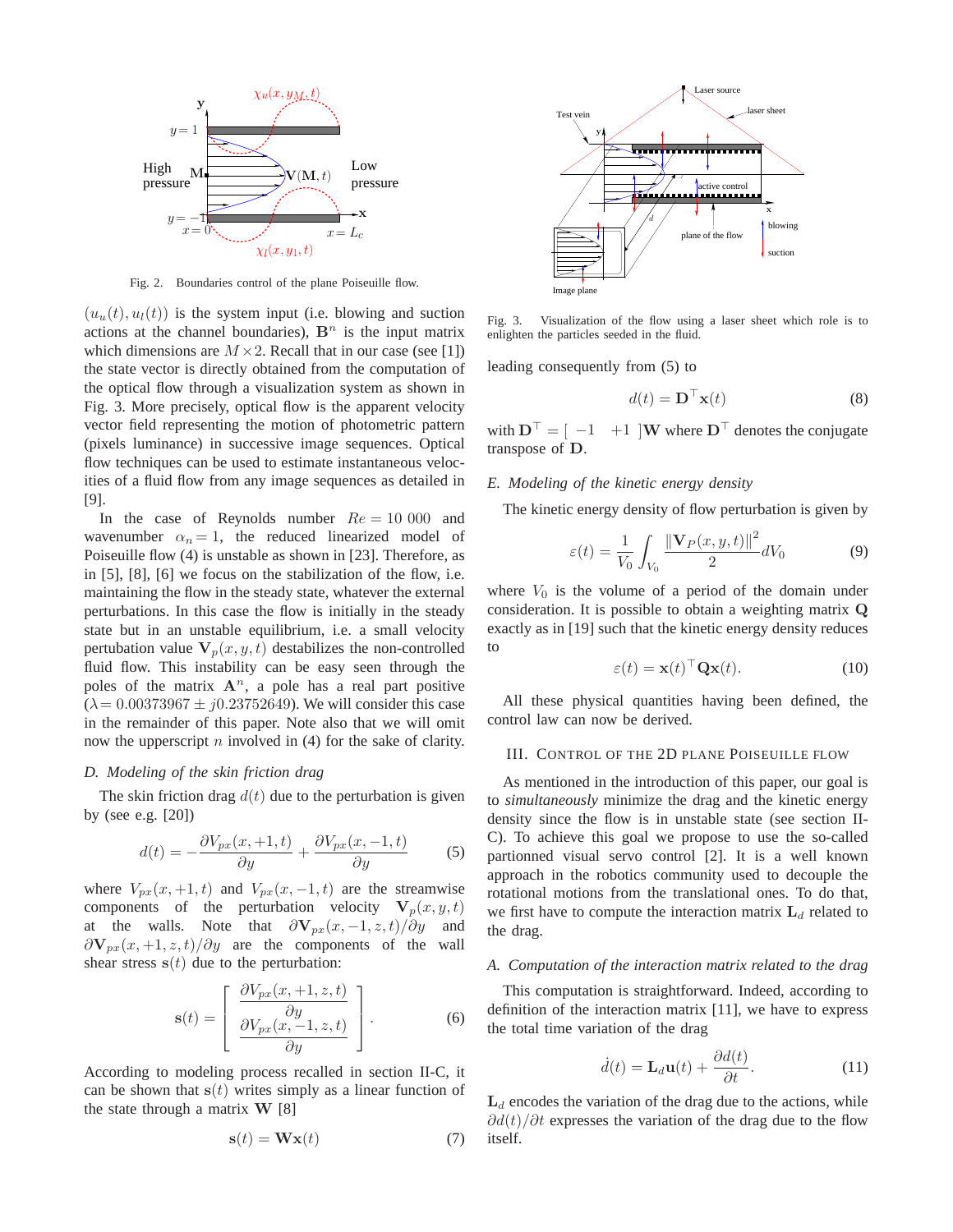Fig. 2. Boundaries control of the plane Poiseuille flow.

Fig. 3. Visualization of the flow using a laser sheet which role is to enlighten the particles seeded in the fluid.

$(u_u(t), u_l(t))$ is the system input (i.e. blowing and suction actions at the channel boundaries), $\mathbf{B}^n$ is the input matrix which dimensions are $M \times 2$. Recall that in our case (see [1]) the state vector is directly obtained from the computation of the optical flow through a visualization system as shown in Fig. 3. More precisely, optical flow is the apparent velocity vector field representing the motion of photometric pattern (pixels luminance) in successive image sequences. Optical flow techniques can be used to estimate instantaneous velocities of a fluid flow from any image sequences as detailed in [9].

In the case of Reynolds number $Re = 10\ 000$ and wavenumber $\alpha_n = 1$, the reduced linearized model of Poiseuille flow (4) is unstable as shown in [23]. Therefore, as in [5], [8], [6] we focus on the stabilization of the flow, i.e. maintaining the flow in the steady state, whatever the external perturbations. In this case the flow is initially in the steady state but in an unstable equilibrium, i.e. a small velocity pertubation value $\mathbf{V}_p(x, y, t)$ destabilizes the non-controlled fluid flow. This instability can be easy seen through the poles of the matrix $\mathbf{A}^n$, a pole has a real part positive ($\lambda = 0.00373967 \pm j0.23752649$). We will consider this case in the remainder of this paper. Note also that we will omit now the upperscript $n$ involved in (4) for the sake of clarity.

### D. Modeling of the skin friction drag

The skin friction drag $d(t)$ due to the perturbation is given by (see e.g. [20])

$$d(t) = -\frac{\partial V_{px}(x, +1, t)}{\partial y} + \frac{\partial V_{px}(x, -1, t)}{\partial y} \tag{5}$$

where $V_{px}(x, +1, t)$ and $V_{px}(x, -1, t)$ are the streamwise components of the perturbation velocity $\mathbf{V}_p(x, y, t)$ at the walls. Note that $\partial \mathbf{V}_{px}(x, -1, z, t)/\partial y$ and $\partial \mathbf{V}_{px}(x, +1, z, t)/\partial y$ are the components of the wall shear stress $\mathbf{s}(t)$ due to the perturbation:

$$\mathbf{s}(t) = \begin{bmatrix} \dfrac{\partial V_{px}(x, +1, z, t)}{\partial y} \\ \dfrac{\partial V_{px}(x, -1, z, t)}{\partial y} \end{bmatrix}. \tag{6}$$

According to modeling process recalled in section II-C, it can be shown that $\mathbf{s}(t)$ writes simply as a linear function of the state through a matrix $\mathbf{W}$ [8]

$$\mathbf{s}(t) = \mathbf{W}\mathbf{x}(t) \tag{7}$$

leading consequently from (5) to

$$d(t) = \mathbf{D}^\top \mathbf{x}(t) \tag{8}$$

with $\mathbf{D}^\top = [\ -1 \quad +1\ ]\mathbf{W}$ where $\mathbf{D}^\top$ denotes the conjugate transpose of $\mathbf{D}$.

### E. Modeling of the kinetic energy density

The kinetic energy density of flow perturbation is given by

$$\varepsilon(t) = \frac{1}{V_0} \int_{V_0} \frac{\|\mathbf{V}_P(x, y, t)\|^2}{2} dV_0 \tag{9}$$

where $V_0$ is the volume of a period of the domain under consideration. It is possible to obtain a weighting matrix $\mathbf{Q}$ exactly as in [19] such that the kinetic energy density reduces to

$$\varepsilon(t) = \mathbf{x}(t)^\top \mathbf{Q}\mathbf{x}(t). \tag{10}$$

All these physical quantities having been defined, the control law can now be derived.

## III. Control of the 2D Plane Poiseuille Flow

As mentioned in the introduction of this paper, our goal is to *simultaneously* minimize the drag and the kinetic energy density since the flow is in unstable state (see section II-C). To achieve this goal we propose to use the so-called partionned visual servo control [2]. It is a well known approach in the robotics community used to decouple the rotational motions from the translational ones. To do that, we first have to compute the interaction matrix $\mathbf{L}_d$ related to the drag.

### A. Computation of the interaction matrix related to the drag

This computation is straightforward. Indeed, according to definition of the interaction matrix [11], we have to express the total time variation of the drag

$$\dot{d}(t) = \mathbf{L}_d \mathbf{u}(t) + \frac{\partial d(t)}{\partial t}. \tag{11}$$

$\mathbf{L}_d$ encodes the variation of the drag due to the actions, while $\partial d(t)/\partial t$ expresses the variation of the drag due to the flow itself.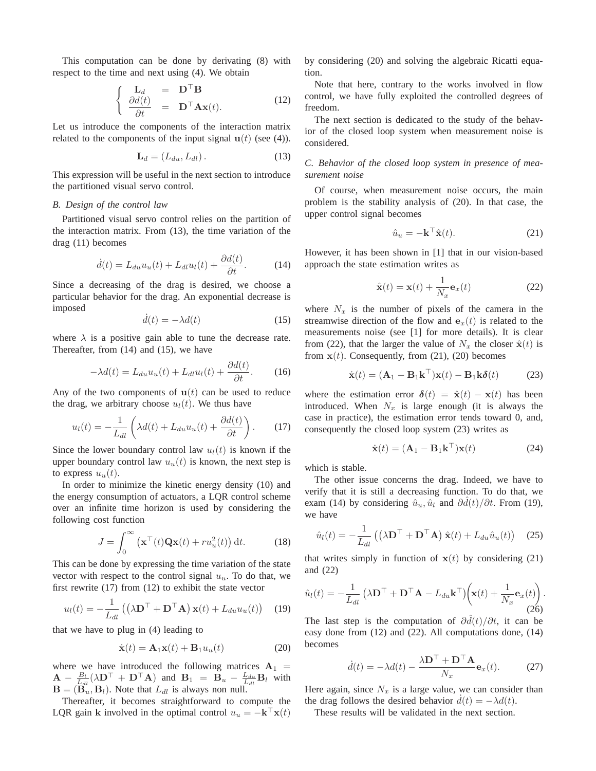This computation can be done by derivating (8) with respect to the time and next using (4). We obtain

$$\left\{ \begin{array}{lcl} \mathbf{L}_d & = & \mathbf{D}^\top \mathbf{B} \\ \dfrac{\partial d(t)}{\partial t} & = & \mathbf{D}^\top \mathbf{A}\mathbf{x}(t). \end{array} \right. \tag{12}$$

Let us introduce the components of the interaction matrix related to the components of the input signal $\mathbf{u}(t)$ (see (4)).

$$\mathbf{L}_d = (L_{du}, L_{dl}). \tag{13}$$

This expression will be useful in the next section to introduce the partitioned visual servo control.

### B. Design of the control law

Partitioned visual servo control relies on the partition of the interaction matrix. From (13), the time variation of the drag (11) becomes

$$\dot{d}(t) = L_{du}u_u(t) + L_{dl}u_l(t) + \frac{\partial d(t)}{\partial t}. \tag{14}$$

Since a decreasing of the drag is desired, we choose a particular behavior for the drag. An exponential decrease is imposed

$$\dot{d}(t) = -\lambda d(t) \tag{15}$$

where $\lambda$ is a positive gain able to tune the decrease rate. Thereafter, from (14) and (15), we have

$$-\lambda d(t) = L_{du}u_u(t) + L_{dl}u_l(t) + \frac{\partial d(t)}{\partial t}. \tag{16}$$

Any of the two components of $\mathbf{u}(t)$ can be used to reduce the drag, we arbitrary choose $u_l(t)$. We thus have

$$u_l(t) = -\frac{1}{L_{dl}}\left(\lambda d(t) + L_{du}u_u(t) + \frac{\partial d(t)}{\partial t}\right). \tag{17}$$

Since the lower boundary control law $u_l(t)$ is known if the upper boundary control law $u_u(t)$ is known, the next step is to express $u_u(t)$.

In order to minimize the kinetic energy density (10) and the energy consumption of actuators, a LQR control scheme over an infinite time horizon is used by considering the following cost function

$$J = \int_0^\infty \left(\mathbf{x}^\top(t)\mathbf{Q}\mathbf{x}(t) + ru_u^2(t)\right)\mathrm{d}t. \tag{18}$$

This can be done by expressing the time variation of the state vector with respect to the control signal $u_u$. To do that, we first rewrite (17) from (12) to exhibit the state vector

$$u_l(t) = -\frac{1}{L_{dl}}\left(\left(\lambda\mathbf{D}^\top + \mathbf{D}^\top\mathbf{A}\right)\mathbf{x}(t) + L_{du}u_u(t)\right) \tag{19}$$

that we have to plug in (4) leading to

$$\dot{\mathbf{x}}(t) = \mathbf{A}_1\mathbf{x}(t) + \mathbf{B}_1 u_u(t) \tag{20}$$

where we have introduced the following matrices $\mathbf{A}_1 = \mathbf{A} - \frac{B_l}{L_{dl}}(\lambda\mathbf{D}^\top + \mathbf{D}^\top\mathbf{A})$ and $\mathbf{B}_1 = \mathbf{B}_u - \frac{L_{du}}{L_{dl}}\mathbf{B}_l$ with $\mathbf{B} = (\mathbf{B}_u, \mathbf{B}_l)$. Note that $L_{dl}$ is always non null.

Thereafter, it becomes straightforward to compute the LQR gain $\mathbf{k}$ involved in the optimal control $u_u = -\mathbf{k}^\top\mathbf{x}(t)$ by considering (20) and solving the algebraic Ricatti equation.

Note that here, contrary to the works involved in flow control, we have fully exploited the controlled degrees of freedom.

The next section is dedicated to the study of the behavior of the closed loop system when measurement noise is considered.

### C. Behavior of the closed loop system in presence of measurement noise

Of course, when measurement noise occurs, the main problem is the stability analysis of (20). In that case, the upper control signal becomes

$$\hat{u}_u = -\mathbf{k}^\top\hat{\mathbf{x}}(t). \tag{21}$$

However, it has been shown in [1] that in our vision-based approach the state estimation writes as

$$\hat{\mathbf{x}}(t) = \mathbf{x}(t) + \frac{1}{N_x}\mathbf{e}_x(t) \tag{22}$$

where $N_x$ is the number of pixels of the camera in the streamwise direction of the flow and $\mathbf{e}_x(t)$ is related to the measurements noise (see [1] for more details). It is clear from (22), that the larger the value of $N_x$ the closer $\hat{\mathbf{x}}(t)$ is from $\mathbf{x}(t)$. Consequently, from (21), (20) becomes

$$\dot{\mathbf{x}}(t) = (\mathbf{A}_1 - \mathbf{B}_1\mathbf{k}^\top)\mathbf{x}(t) - \mathbf{B}_1\mathbf{k}\boldsymbol{\delta}(t) \tag{23}$$

where the estimation error $\boldsymbol{\delta}(t) = \hat{\mathbf{x}}(t) - \mathbf{x}(t)$ has been introduced. When $N_x$ is large enough (it is always the case in practice), the estimation error tends toward 0, and, consequently the closed loop system (23) writes as

$$\dot{\mathbf{x}}(t) = (\mathbf{A}_1 - \mathbf{B}_1\mathbf{k}^\top)\mathbf{x}(t) \tag{24}$$

which is stable.

The other issue concerns the drag. Indeed, we have to verify that it is still a decreasing function. To do that, we exam (14) by considering $\hat{u}_u, \hat{u}_l$ and $\partial\hat{d}(t)/\partial t$. From (19), we have

$$\hat{u}_l(t) = -\frac{1}{L_{dl}}\left(\left(\lambda\mathbf{D}^\top + \mathbf{D}^\top\mathbf{A}\right)\hat{\mathbf{x}}(t) + L_{du}\hat{u}_u(t)\right) \tag{25}$$

that writes simply in function of $\mathbf{x}(t)$ by considering (21) and (22)

$$\hat{u}_l(t) = -\frac{1}{L_{dl}}\left(\lambda\mathbf{D}^\top + \mathbf{D}^\top\mathbf{A} - L_{du}\mathbf{k}^\top\right)\left(\mathbf{x}(t) + \frac{1}{N_x}\mathbf{e}_x(t)\right). \tag{26}$$

The last step is the computation of $\partial\hat{d}(t)/\partial t$, it can be easy done from (12) and (22). All computations done, (14) becomes

$$\dot{d}(t) = -\lambda d(t) - \frac{\lambda\mathbf{D}^\top + \mathbf{D}^\top\mathbf{A}}{N_x}\mathbf{e}_x(t). \tag{27}$$

Here again, since $N_x$ is a large value, we can consider than the drag follows the desired behavior $\dot{d}(t) = -\lambda d(t)$.

These results will be validated in the next section.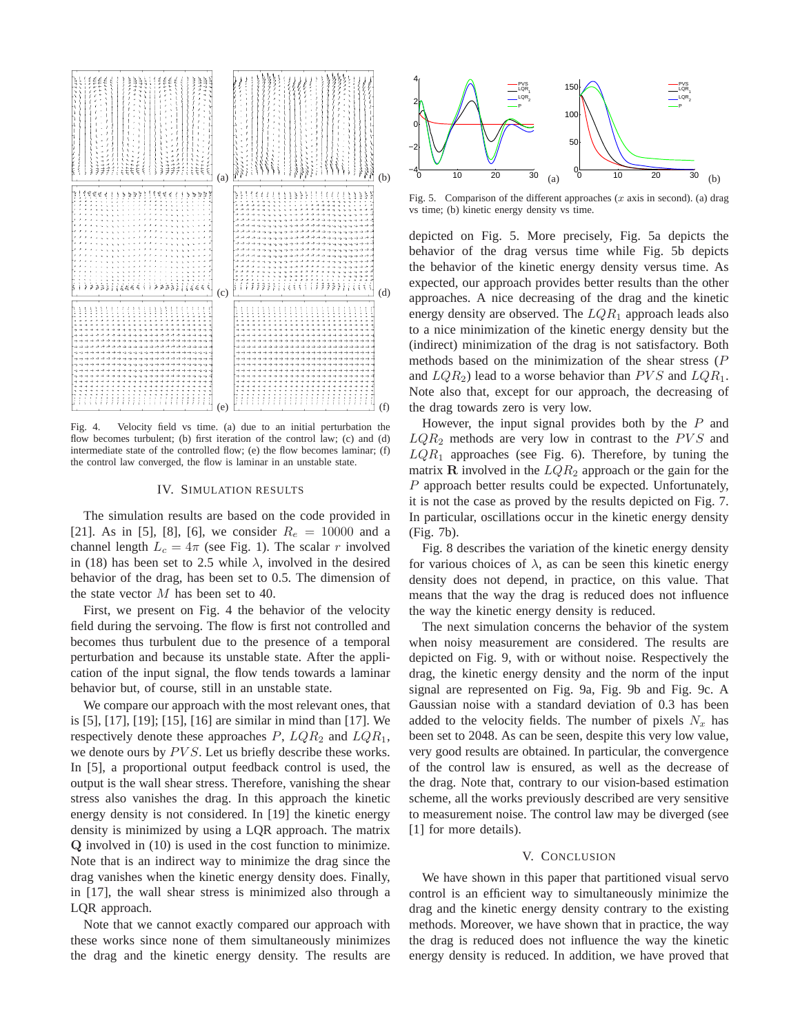Fig. 4. Velocity field vs time. (a) due to an initial perturbation the flow becomes turbulent; (b) first iteration of the control law; (c) and (d) intermediate state of the controlled flow; (e) the flow becomes laminar; (f) the control law converged, the flow is laminar in an unstable state.

## IV. Simulation results

The simulation results are based on the code provided in [21]. As in [5], [8], [6], we consider $R_e = 10000$ and a channel length $L_c = 4\pi$ (see Fig. 1). The scalar $r$ involved in (18) has been set to 2.5 while $\lambda$, involved in the desired behavior of the drag, has been set to 0.5. The dimension of the state vector $M$ has been set to 40.

First, we present on Fig. 4 the behavior of the velocity field during the servoing. The flow is first not controlled and becomes thus turbulent due to the presence of a temporal perturbation and because its unstable state. After the application of the input signal, the flow tends towards a laminar behavior but, of course, still in an unstable state.

We compare our approach with the most relevant ones, that is [5], [17], [19]; [15], [16] are similar in mind than [17]. We respectively denote these approaches $P$, $LQR_2$ and $LQR_1$, we denote ours by $PVS$. Let us briefly describe these works. In [5], a proportional output feedback control is used, the output is the wall shear stress. Therefore, vanishing the shear stress also vanishes the drag. In this approach the kinetic energy density is not considered. In [19] the kinetic energy density is minimized by using a LQR approach. The matrix $\mathbf{Q}$ involved in (10) is used in the cost function to minimize. Note that is an indirect way to minimize the drag since the drag vanishes when the kinetic energy density does. Finally, in [17], the wall shear stress is minimized also through a LQR approach.

Note that we cannot exactly compared our approach with these works since none of them simultaneously minimizes the drag and the kinetic energy density. The results are depicted on Fig. 5. More precisely, Fig. 5a depicts the behavior of the drag versus time while Fig. 5b depicts the behavior of the kinetic energy density versus time. As expected, our approach provides better results than the other approaches. A nice decreasing of the drag and the kinetic energy density are observed. The $LQR_1$ approach leads also to a nice minimization of the kinetic energy density but the (indirect) minimization of the drag is not satisfactory. Both methods based on the minimization of the shear stress ($P$ and $LQR_2$) lead to a worse behavior than $PVS$ and $LQR_1$. Note also that, except for our approach, the decreasing of the drag towards zero is very low.

Fig. 5. Comparison of the different approaches ($x$ axis in second). (a) drag vs time; (b) kinetic energy density vs time.

However, the input signal provides both by the $P$ and $LQR_2$ methods are very low in contrast to the $PVS$ and $LQR_1$ approaches (see Fig. 6). Therefore, by tuning the matrix $\mathbf{R}$ involved in the $LQR_2$ approach or the gain for the $P$ approach better results could be expected. Unfortunately, it is not the case as proved by the results depicted on Fig. 7. In particular, oscillations occur in the kinetic energy density (Fig. 7b).

Fig. 8 describes the variation of the kinetic energy density for various choices of $\lambda$, as can be seen this kinetic energy density does not depend, in practice, on this value. That means that the way the drag is reduced does not influence the way the kinetic energy density is reduced.

The next simulation concerns the behavior of the system when noisy measurement are considered. The results are depicted on Fig. 9, with or without noise. Respectively the drag, the kinetic energy density and the norm of the input signal are represented on Fig. 9a, Fig. 9b and Fig. 9c. A Gaussian noise with a standard deviation of 0.3 has been added to the velocity fields. The number of pixels $N_x$ has been set to 2048. As can be seen, despite this very low value, very good results are obtained. In particular, the convergence of the control law is ensured, as well as the decrease of the drag. Note that, contrary to our vision-based estimation scheme, all the works previously described are very sensitive to measurement noise. The control law may be diverged (see [1] for more details).

## V. Conclusion

We have shown in this paper that partitioned visual servo control is an efficient way to simultaneously minimize the drag and the kinetic energy density contrary to the existing methods. Moreover, we have shown that in practice, the way the drag is reduced does not influence the way the kinetic energy density is reduced. In addition, we have proved that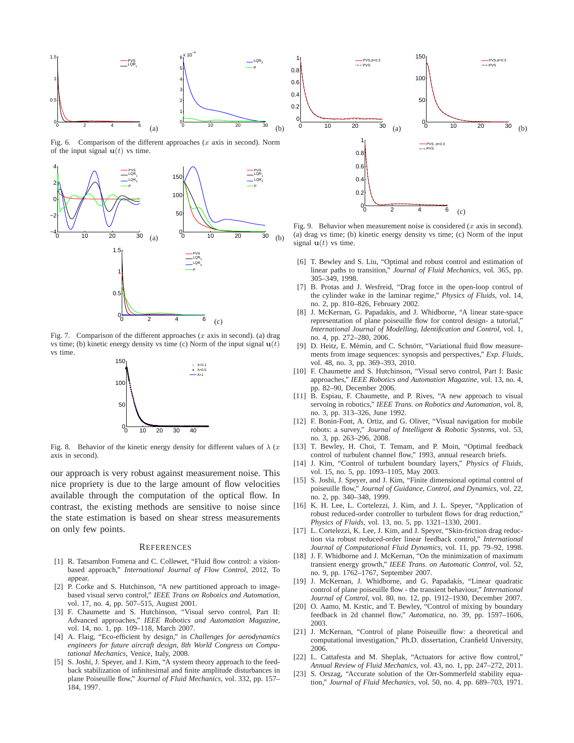1.5
1
0.5
0
0 2 4 6
PVS
LQR$_1$
(a)

6 x 10$^{-4}$
5
4
3
2
1
0
0 10 20 30
LQR$_2$
P
(b)

Fig. 6. Comparison of the different approaches ($x$ axis in second). Norm of the input signal $\mathbf{u}(t)$ vs time.

4
2
0
−2
−4
0 10 20 30
PVS
LQR$_1$
LQR$_2$
P
(a)

150
100
50
0
0 10 20 30
PVS
LQR$_1$
LQR$_2$
P
(b)

1.5
1
0.5
0
0 2 4 6
PVS
LQR$_1$
LQR$_2$
P
(c)

Fig. 7. Comparison of the different approaches ($x$ axis in second). (a) drag vs time; (b) kinetic energy density vs time (c) Norm of the input signal $\mathbf{u}(t)$ vs time.

150
100
50
0
0 10 20 30 40
λ=0.1
λ=0.5
λ=1

Fig. 8. Behavior of the kinetic energy density for different values of $\lambda$ ($x$ axis in second).

our approach is very robust against measurement noise. This nice propriety is due to the large amount of flow velocities available through the computation of the optical flow. In contrast, the existing methods are sensitive to noise since the state estimation is based on shear stress measurements on only few points.

1
0.8
0.6
0.4
0.2
0
0 10 20 30
PVS,σ=0.3
PVS
(a)

150
100
50
0
0 10 20 30
PVS,σ=0.3
PVS
(b)

1
0.8
0.6
0.4
0.2
0
0 2 4 6
PVS ,σ=0.3
PVS
(c)

Fig. 9. Behavior when measurement noise is considered ($x$ axis in second). (a) drag vs time; (b) kinetic energy density vs time; (c) Norm of the input signal $\mathbf{u}(t)$ vs time.

## References

[1] R. Tatsambon Fomena and C. Collewet, "Fluid flow control: a vision-based approach," *International Journal of Flow Control*, 2012, To appear.

[2] P. Corke and S. Hutchinson, "A new partitioned approach to image-based visual servo control," *IEEE Trans on Robotics and Automation*, vol. 17, no. 4, pp. 507–515, August 2001.

[3] F. Chaumette and S. Hutchinson, "Visual servo control, Part II: Advanced approaches," *IEEE Robotics and Automation Magazine*, vol. 14, no. 1, pp. 109–118, March 2007.

[4] A. Flaig, "Eco-efficient by design," in *Challenges for aerodynamics engineers for future aircraft design, 8th World Congress on Computational Mechanics*, Venice, Italy, 2008.

[5] S. Joshi, J. Speyer, and J. Kim, "A system theory approach to the feedback stabilization of infinitesimal and finite amplitude disturbances in plane Poiseuille flow," *Journal of Fluid Mechanics*, vol. 332, pp. 157–184, 1997.

[6] T. Bewley and S. Liu, "Optimal and robust control and estimation of linear paths to transition," *Journal of Fluid Mechanics*, vol. 365, pp. 305–349, 1998.

[7] B. Protas and J. Wesfreid, "Drag force in the open-loop control of the cylinder wake in the laminar regime," *Physics of Fluids*, vol. 14, no. 2, pp. 810–826, February 2002.

[8] J. McKernan, G. Papadakis, and J. Whidborne, "A linear state-space representation of plane poiseuille flow for control design- a tutorial," *International Journal of Modelling, Identification and Control*, vol. 1, no. 4, pp. 272–280, 2006.

[9] D. Heitz, E. Mémin, and C. Schnörr, "Variational fluid flow measurements from image sequences: synopsis and perspectives," *Exp. Fluids*, vol. 48, no. 3, pp. 369–393, 2010.

[10] F. Chaumette and S. Hutchinson, "Visual servo control, Part I: Basic approaches," *IEEE Robotics and Automation Magazine*, vol. 13, no. 4, pp. 82–90, December 2006.

[11] B. Espiau, F. Chaumette, and P. Rives, "A new approach to visual servoing in robotics," *IEEE Trans. on Robotics and Automation*, vol. 8, no. 3, pp. 313–326, June 1992.

[12] F. Bonin-Font, A. Ortiz, and G. Oliver, "Visual navigation for mobile robots: a survey," *Journal of Intelligent & Robotic Systems*, vol. 53, no. 3, pp. 263–296, 2008.

[13] T. Bewley, H. Choi, T. Temam, and P. Moin, "Optimal feedback control of turbulent channel flow," 1993, annual research briefs.

[14] J. Kim, "Control of turbulent boundary layers," *Physics of Fluids*, vol. 15, no. 5, pp. 1093–1105, May 2003.

[15] S. Joshi, J. Speyer, and J. Kim, "Finite dimensional optimal control of poiseuille flow," *Journal of Guidance, Control, and Dynamics*, vol. 22, no. 2, pp. 340–348, 1999.

[16] K. H. Lee, L. Cortelezzi, J. Kim, and J. L. Speyer, "Application of robust reduced-order controller to turbulent flows for drag reduction," *Physics of Fluids*, vol. 13, no. 5, pp. 1321–1330, 2001.

[17] L. Cortelezzi, K. Lee, J. Kim, and J. Speyer, "Skin-friction drag reduction via robust reduced-order linear feedback control," *International Journal of Computational Fluid Dynamics*, vol. 11, pp. 79–92, 1998.

[18] J. F. Whidborne and J. McKernan, "On the minimization of maximum transient energy growth," *IEEE Trans. on Automatic Control*, vol. 52, no. 9, pp. 1762–1767, September 2007.

[19] J. McKernan, J. Whidborne, and G. Papadakis, "Linear quadratic control of plane poiseuille flow - the transient behaviour," *International Journal of Control*, vol. 80, no. 12, pp. 1912–1930, December 2007.

[20] O. Aamo, M. Krstic, and T. Bewley, "Control of mixing by boundary feedback in 2d channel flow," *Automatica*, no. 39, pp. 1597–1606, 2003.

[21] J. McKernan, "Control of plane Poiseuille flow: a theoretical and computational investigation," Ph.D. dissertation, Cranfield University, 2006.

[22] L. Cattafesta and M. Sheplak, "Actuators for active flow control," *Annual Review of Fluid Mechanics*, vol. 43, no. 1, pp. 247–272, 2011.

[23] S. Orszag, "Accurate solution of the Orr-Sommerfeld stability equation," *Journal of Fluid Mechanics*, vol. 50, no. 4, pp. 689–703, 1971.